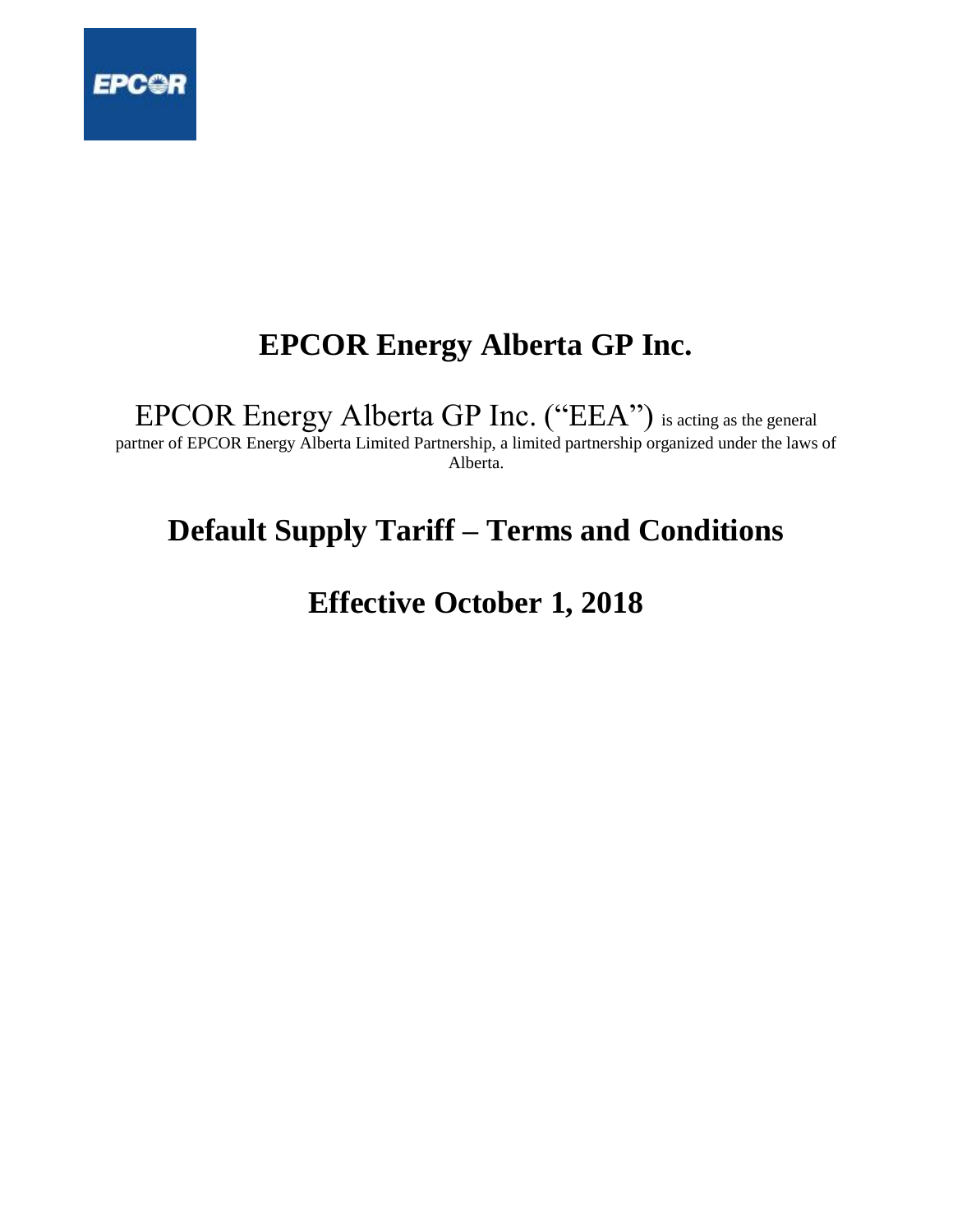# EPCOR Energy Alberta GP Inc.

EPCOR Energy Alberta GP Inc. ("EEA") is acting as the general partner of EPCOR Energy Alberta Limited Partnership, a limited partnership organized under the laws of Alberta.

# Default Supply Tariff – Terms and Conditions

# Effective October 1, 2018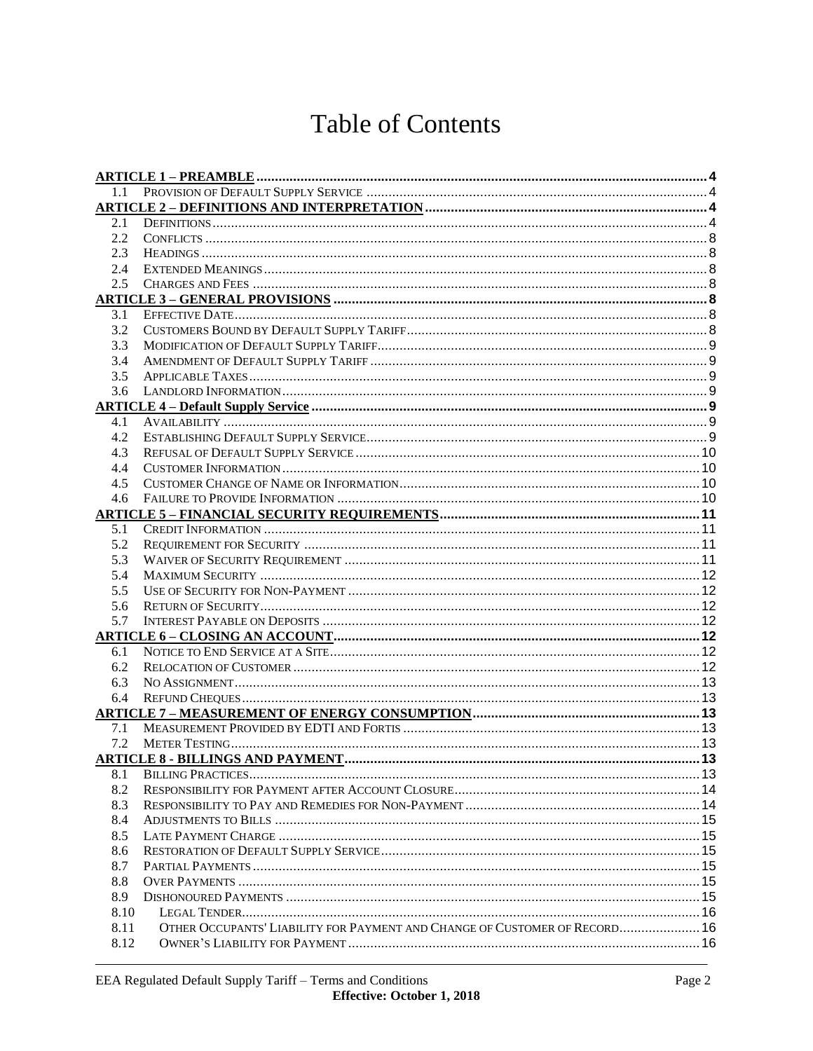# Table of Contents

| | | |
|---|---|---|
| **ARTICLE 1 – PREAMBLE** | | **4** |
| 1.1 | PROVISION OF DEFAULT SUPPLY SERVICE | 4 |
| **ARTICLE 2 – DEFINITIONS AND INTERPRETATION** | | **4** |
| 2.1 | DEFINITIONS | 4 |
| 2.2 | CONFLICTS | 8 |
| 2.3 | HEADINGS | 8 |
| 2.4 | EXTENDED MEANINGS | 8 |
| 2.5 | CHARGES AND FEES | 8 |
| **ARTICLE 3 – GENERAL PROVISIONS** | | **8** |
| 3.1 | EFFECTIVE DATE | 8 |
| 3.2 | CUSTOMERS BOUND BY DEFAULT SUPPLY TARIFF | 8 |
| 3.3 | MODIFICATION OF DEFAULT SUPPLY TARIFF | 9 |
| 3.4 | AMENDMENT OF DEFAULT SUPPLY TARIFF | 9 |
| 3.5 | APPLICABLE TAXES | 9 |
| 3.6 | LANDLORD INFORMATION | 9 |
| **ARTICLE 4 – Default Supply Service** | | **9** |
| 4.1 | AVAILABILITY | 9 |
| 4.2 | ESTABLISHING DEFAULT SUPPLY SERVICE | 9 |
| 4.3 | REFUSAL OF DEFAULT SUPPLY SERVICE | 10 |
| 4.4 | CUSTOMER INFORMATION | 10 |
| 4.5 | CUSTOMER CHANGE OF NAME OR INFORMATION | 10 |
| 4.6 | FAILURE TO PROVIDE INFORMATION | 10 |
| **ARTICLE 5 – FINANCIAL SECURITY REQUIREMENTS** | | **11** |
| 5.1 | CREDIT INFORMATION | 11 |
| 5.2 | REQUIREMENT FOR SECURITY | 11 |
| 5.3 | WAIVER OF SECURITY REQUIREMENT | 11 |
| 5.4 | MAXIMUM SECURITY | 12 |
| 5.5 | USE OF SECURITY FOR NON-PAYMENT | 12 |
| 5.6 | RETURN OF SECURITY | 12 |
| 5.7 | INTEREST PAYABLE ON DEPOSITS | 12 |
| **ARTICLE 6 – CLOSING AN ACCOUNT** | | **12** |
| 6.1 | NOTICE TO END SERVICE AT A SITE | 12 |
| 6.2 | RELOCATION OF CUSTOMER | 12 |
| 6.3 | NO ASSIGNMENT | 13 |
| 6.4 | REFUND CHEQUES | 13 |
| **ARTICLE 7 – MEASUREMENT OF ENERGY CONSUMPTION** | | **13** |
| 7.1 | MEASUREMENT PROVIDED BY EDTI AND FORTIS | 13 |
| 7.2 | METER TESTING | 13 |
| **ARTICLE 8 - BILLINGS AND PAYMENT** | | **13** |
| 8.1 | BILLING PRACTICES | 13 |
| 8.2 | RESPONSIBILITY FOR PAYMENT AFTER ACCOUNT CLOSURE | 14 |
| 8.3 | RESPONSIBILITY TO PAY AND REMEDIES FOR NON-PAYMENT | 14 |
| 8.4 | ADJUSTMENTS TO BILLS | 15 |
| 8.5 | LATE PAYMENT CHARGE | 15 |
| 8.6 | RESTORATION OF DEFAULT SUPPLY SERVICE | 15 |
| 8.7 | PARTIAL PAYMENTS | 15 |
| 8.8 | OVER PAYMENTS | 15 |
| 8.9 | DISHONOURED PAYMENTS | 15 |
| 8.10 | LEGAL TENDER | 16 |
| 8.11 | OTHER OCCUPANTS' LIABILITY FOR PAYMENT AND CHANGE OF CUSTOMER OF RECORD | 16 |
| 8.12 | OWNER'S LIABILITY FOR PAYMENT | 16 |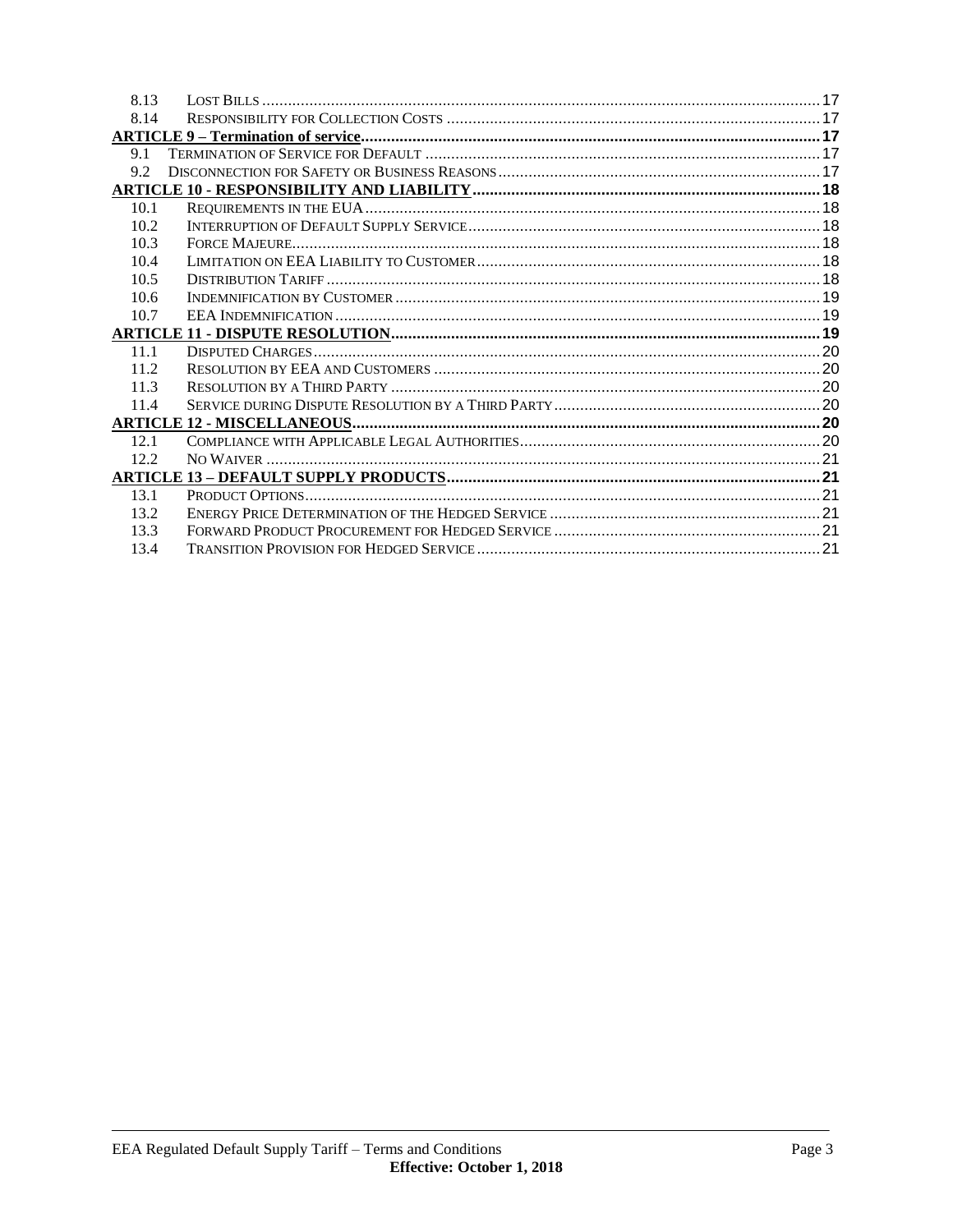| | | |
|---|---|---|
| 8.13 | LOST BILLS | 17 |
| 8.14 | RESPONSIBILITY FOR COLLECTION COSTS | 17 |
| **ARTICLE 9 – Termination of service** | | **17** |
| 9.1 | TERMINATION OF SERVICE FOR DEFAULT | 17 |
| 9.2 | DISCONNECTION FOR SAFETY OR BUSINESS REASONS | 17 |
| **ARTICLE 10 - RESPONSIBILITY AND LIABILITY** | | **18** |
| 10.1 | REQUIREMENTS IN THE EUA | 18 |
| 10.2 | INTERRUPTION OF DEFAULT SUPPLY SERVICE | 18 |
| 10.3 | FORCE MAJEURE | 18 |
| 10.4 | LIMITATION ON EEA LIABILITY TO CUSTOMER | 18 |
| 10.5 | DISTRIBUTION TARIFF | 18 |
| 10.6 | INDEMNIFICATION BY CUSTOMER | 19 |
| 10.7 | EEA INDEMNIFICATION | 19 |
| **ARTICLE 11 - DISPUTE RESOLUTION** | | **19** |
| 11.1 | DISPUTED CHARGES | 20 |
| 11.2 | RESOLUTION BY EEA AND CUSTOMERS | 20 |
| 11.3 | RESOLUTION BY A THIRD PARTY | 20 |
| 11.4 | SERVICE DURING DISPUTE RESOLUTION BY A THIRD PARTY | 20 |
| **ARTICLE 12 - MISCELLANEOUS** | | **20** |
| 12.1 | COMPLIANCE WITH APPLICABLE LEGAL AUTHORITIES | 20 |
| 12.2 | NO WAIVER | 21 |
| **ARTICLE 13 – DEFAULT SUPPLY PRODUCTS** | | **21** |
| 13.1 | PRODUCT OPTIONS | 21 |
| 13.2 | ENERGY PRICE DETERMINATION OF THE HEDGED SERVICE | 21 |
| 13.3 | FORWARD PRODUCT PROCUREMENT FOR HEDGED SERVICE | 21 |
| 13.4 | TRANSITION PROVISION FOR HEDGED SERVICE | 21 |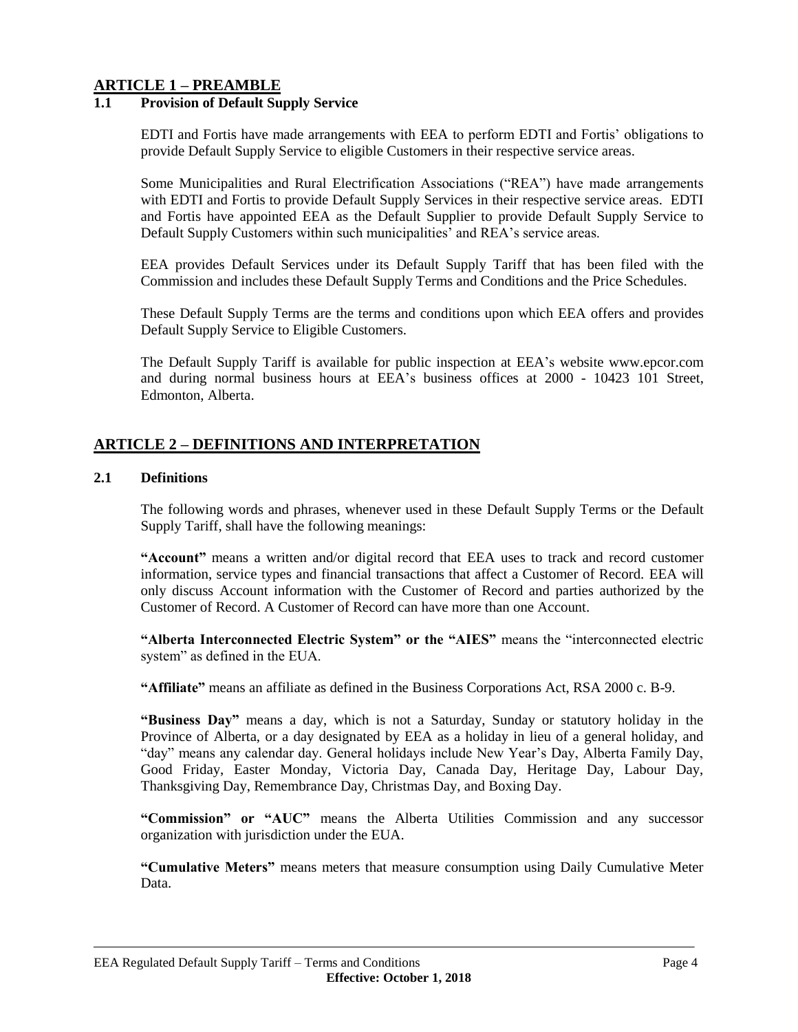## ARTICLE 1 – PREAMBLE

### 1.1 Provision of Default Supply Service

EDTI and Fortis have made arrangements with EEA to perform EDTI and Fortis' obligations to provide Default Supply Service to eligible Customers in their respective service areas.

Some Municipalities and Rural Electrification Associations ("REA") have made arrangements with EDTI and Fortis to provide Default Supply Services in their respective service areas. EDTI and Fortis have appointed EEA as the Default Supplier to provide Default Supply Service to Default Supply Customers within such municipalities' and REA's service areas.

EEA provides Default Services under its Default Supply Tariff that has been filed with the Commission and includes these Default Supply Terms and Conditions and the Price Schedules.

These Default Supply Terms are the terms and conditions upon which EEA offers and provides Default Supply Service to Eligible Customers.

The Default Supply Tariff is available for public inspection at EEA's website www.epcor.com and during normal business hours at EEA's business offices at 2000 - 10423 101 Street, Edmonton, Alberta.

## ARTICLE 2 – DEFINITIONS AND INTERPRETATION

### 2.1 Definitions

The following words and phrases, whenever used in these Default Supply Terms or the Default Supply Tariff, shall have the following meanings:

**"Account"** means a written and/or digital record that EEA uses to track and record customer information, service types and financial transactions that affect a Customer of Record. EEA will only discuss Account information with the Customer of Record and parties authorized by the Customer of Record. A Customer of Record can have more than one Account.

**"Alberta Interconnected Electric System" or the "AIES"** means the "interconnected electric system" as defined in the EUA.

**"Affiliate"** means an affiliate as defined in the Business Corporations Act, RSA 2000 c. B-9.

**"Business Day"** means a day, which is not a Saturday, Sunday or statutory holiday in the Province of Alberta, or a day designated by EEA as a holiday in lieu of a general holiday, and "day" means any calendar day. General holidays include New Year's Day, Alberta Family Day, Good Friday, Easter Monday, Victoria Day, Canada Day, Heritage Day, Labour Day, Thanksgiving Day, Remembrance Day, Christmas Day, and Boxing Day.

**"Commission" or "AUC"** means the Alberta Utilities Commission and any successor organization with jurisdiction under the EUA.

**"Cumulative Meters"** means meters that measure consumption using Daily Cumulative Meter Data.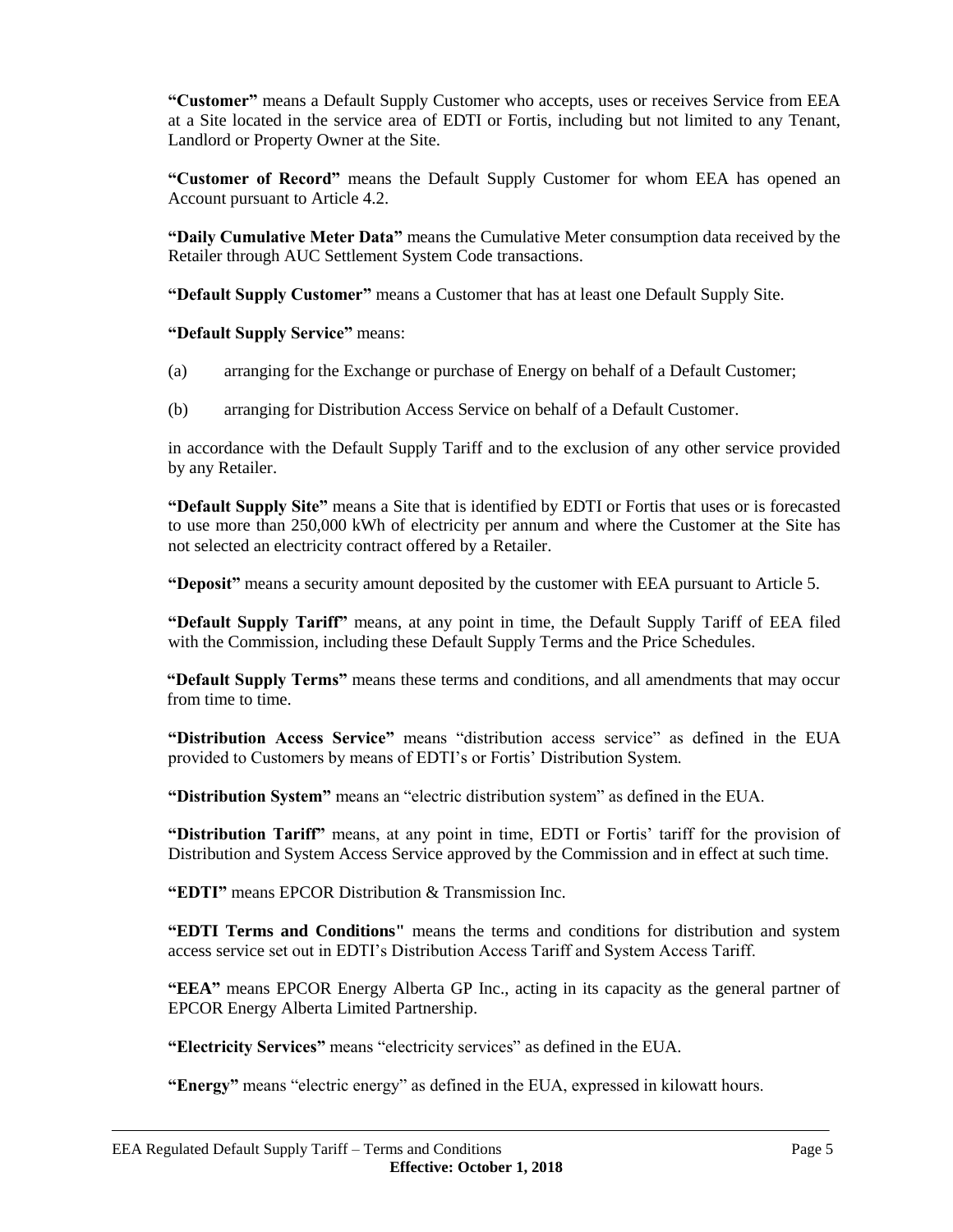**"Customer"** means a Default Supply Customer who accepts, uses or receives Service from EEA at a Site located in the service area of EDTI or Fortis, including but not limited to any Tenant, Landlord or Property Owner at the Site.

**"Customer of Record"** means the Default Supply Customer for whom EEA has opened an Account pursuant to Article 4.2.

**"Daily Cumulative Meter Data"** means the Cumulative Meter consumption data received by the Retailer through AUC Settlement System Code transactions.

**"Default Supply Customer"** means a Customer that has at least one Default Supply Site.

**"Default Supply Service"** means:

(a) arranging for the Exchange or purchase of Energy on behalf of a Default Customer;

(b) arranging for Distribution Access Service on behalf of a Default Customer.

in accordance with the Default Supply Tariff and to the exclusion of any other service provided by any Retailer.

**"Default Supply Site"** means a Site that is identified by EDTI or Fortis that uses or is forecasted to use more than 250,000 kWh of electricity per annum and where the Customer at the Site has not selected an electricity contract offered by a Retailer.

**"Deposit"** means a security amount deposited by the customer with EEA pursuant to Article 5.

**"Default Supply Tariff"** means, at any point in time, the Default Supply Tariff of EEA filed with the Commission, including these Default Supply Terms and the Price Schedules.

**"Default Supply Terms"** means these terms and conditions, and all amendments that may occur from time to time.

**"Distribution Access Service"** means "distribution access service" as defined in the EUA provided to Customers by means of EDTI's or Fortis' Distribution System.

**"Distribution System"** means an "electric distribution system" as defined in the EUA.

**"Distribution Tariff"** means, at any point in time, EDTI or Fortis' tariff for the provision of Distribution and System Access Service approved by the Commission and in effect at such time.

**"EDTI"** means EPCOR Distribution & Transmission Inc.

**"EDTI Terms and Conditions"** means the terms and conditions for distribution and system access service set out in EDTI's Distribution Access Tariff and System Access Tariff.

**"EEA"** means EPCOR Energy Alberta GP Inc., acting in its capacity as the general partner of EPCOR Energy Alberta Limited Partnership.

**"Electricity Services"** means "electricity services" as defined in the EUA.

**"Energy"** means "electric energy" as defined in the EUA, expressed in kilowatt hours.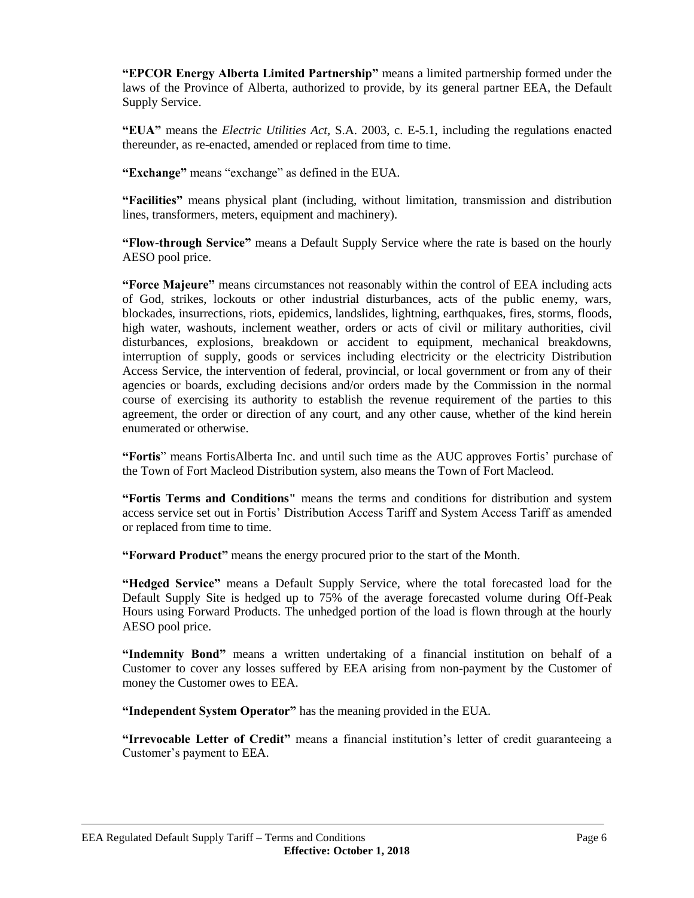**"EPCOR Energy Alberta Limited Partnership"** means a limited partnership formed under the laws of the Province of Alberta, authorized to provide, by its general partner EEA, the Default Supply Service.

**"EUA"** means the *Electric Utilities Act,* S.A. 2003, c. E-5.1, including the regulations enacted thereunder, as re-enacted, amended or replaced from time to time.

**"Exchange"** means "exchange" as defined in the EUA.

**"Facilities"** means physical plant (including, without limitation, transmission and distribution lines, transformers, meters, equipment and machinery).

**"Flow-through Service"** means a Default Supply Service where the rate is based on the hourly AESO pool price.

**"Force Majeure"** means circumstances not reasonably within the control of EEA including acts of God, strikes, lockouts or other industrial disturbances, acts of the public enemy, wars, blockades, insurrections, riots, epidemics, landslides, lightning, earthquakes, fires, storms, floods, high water, washouts, inclement weather, orders or acts of civil or military authorities, civil disturbances, explosions, breakdown or accident to equipment, mechanical breakdowns, interruption of supply, goods or services including electricity or the electricity Distribution Access Service, the intervention of federal, provincial, or local government or from any of their agencies or boards, excluding decisions and/or orders made by the Commission in the normal course of exercising its authority to establish the revenue requirement of the parties to this agreement, the order or direction of any court, and any other cause, whether of the kind herein enumerated or otherwise.

**"Fortis"** means FortisAlberta Inc. and until such time as the AUC approves Fortis' purchase of the Town of Fort Macleod Distribution system, also means the Town of Fort Macleod.

**"Fortis Terms and Conditions"** means the terms and conditions for distribution and system access service set out in Fortis' Distribution Access Tariff and System Access Tariff as amended or replaced from time to time.

**"Forward Product"** means the energy procured prior to the start of the Month.

**"Hedged Service"** means a Default Supply Service, where the total forecasted load for the Default Supply Site is hedged up to 75% of the average forecasted volume during Off-Peak Hours using Forward Products. The unhedged portion of the load is flown through at the hourly AESO pool price.

**"Indemnity Bond"** means a written undertaking of a financial institution on behalf of a Customer to cover any losses suffered by EEA arising from non-payment by the Customer of money the Customer owes to EEA.

**"Independent System Operator"** has the meaning provided in the EUA.

**"Irrevocable Letter of Credit"** means a financial institution's letter of credit guaranteeing a Customer's payment to EEA.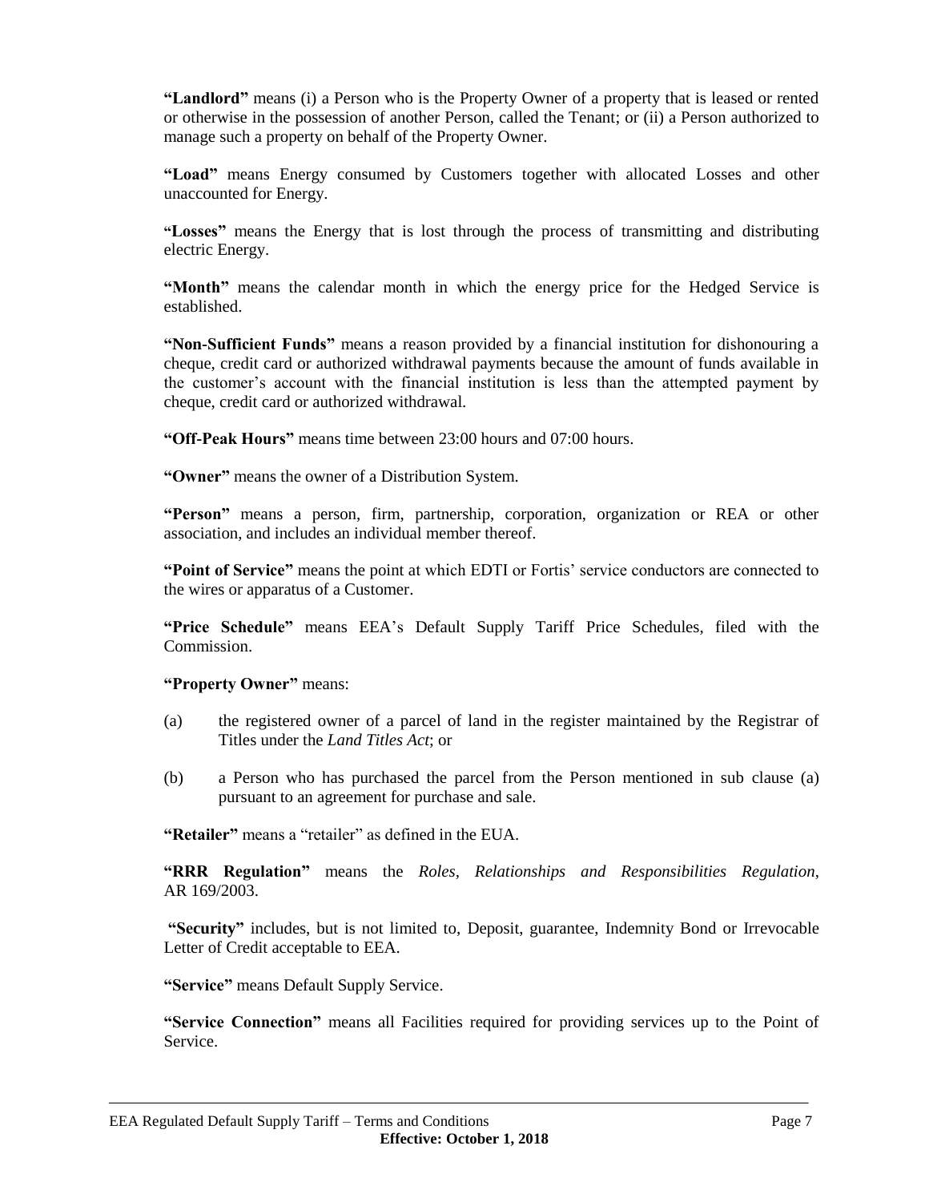**"Landlord"** means (i) a Person who is the Property Owner of a property that is leased or rented or otherwise in the possession of another Person, called the Tenant; or (ii) a Person authorized to manage such a property on behalf of the Property Owner.

**"Load"** means Energy consumed by Customers together with allocated Losses and other unaccounted for Energy.

**"Losses"** means the Energy that is lost through the process of transmitting and distributing electric Energy.

**"Month"** means the calendar month in which the energy price for the Hedged Service is established.

**"Non-Sufficient Funds"** means a reason provided by a financial institution for dishonouring a cheque, credit card or authorized withdrawal payments because the amount of funds available in the customer's account with the financial institution is less than the attempted payment by cheque, credit card or authorized withdrawal.

**"Off-Peak Hours"** means time between 23:00 hours and 07:00 hours.

**"Owner"** means the owner of a Distribution System.

**"Person"** means a person, firm, partnership, corporation, organization or REA or other association, and includes an individual member thereof.

**"Point of Service"** means the point at which EDTI or Fortis' service conductors are connected to the wires or apparatus of a Customer.

**"Price Schedule"** means EEA's Default Supply Tariff Price Schedules, filed with the Commission.

**"Property Owner"** means:

(a) the registered owner of a parcel of land in the register maintained by the Registrar of Titles under the *Land Titles Act*; or

(b) a Person who has purchased the parcel from the Person mentioned in sub clause (a) pursuant to an agreement for purchase and sale.

**"Retailer"** means a "retailer" as defined in the EUA.

**"RRR Regulation"** means the *Roles, Relationships and Responsibilities Regulation*, AR 169/2003.

**"Security"** includes, but is not limited to, Deposit, guarantee, Indemnity Bond or Irrevocable Letter of Credit acceptable to EEA.

**"Service"** means Default Supply Service.

**"Service Connection"** means all Facilities required for providing services up to the Point of Service.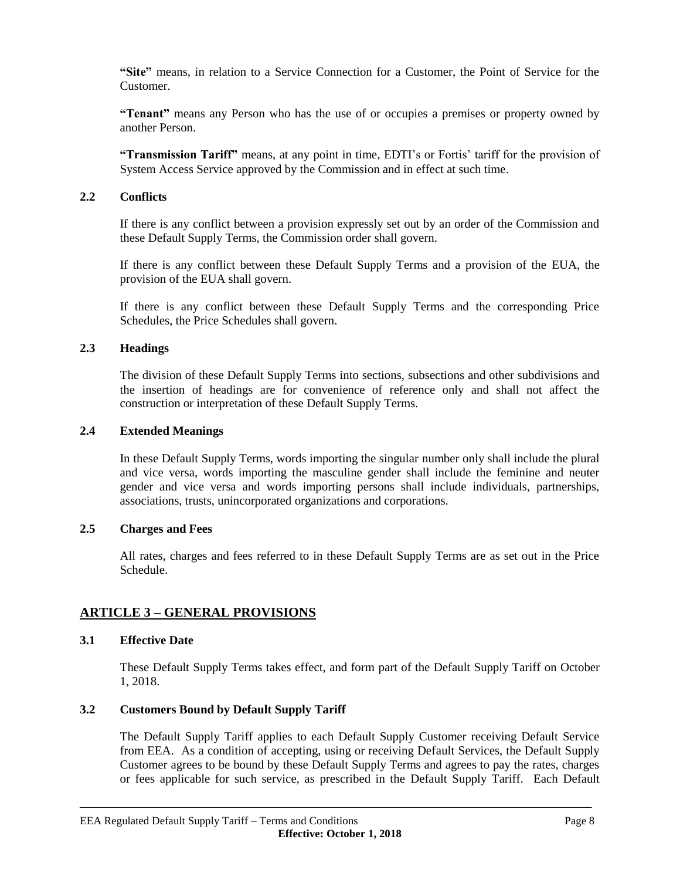**"Site"** means, in relation to a Service Connection for a Customer, the Point of Service for the Customer.

**"Tenant"** means any Person who has the use of or occupies a premises or property owned by another Person.

**"Transmission Tariff"** means, at any point in time, EDTI's or Fortis' tariff for the provision of System Access Service approved by the Commission and in effect at such time.

### 2.2 Conflicts

If there is any conflict between a provision expressly set out by an order of the Commission and these Default Supply Terms, the Commission order shall govern.

If there is any conflict between these Default Supply Terms and a provision of the EUA, the provision of the EUA shall govern.

If there is any conflict between these Default Supply Terms and the corresponding Price Schedules, the Price Schedules shall govern.

### 2.3 Headings

The division of these Default Supply Terms into sections, subsections and other subdivisions and the insertion of headings are for convenience of reference only and shall not affect the construction or interpretation of these Default Supply Terms.

### 2.4 Extended Meanings

In these Default Supply Terms, words importing the singular number only shall include the plural and vice versa, words importing the masculine gender shall include the feminine and neuter gender and vice versa and words importing persons shall include individuals, partnerships, associations, trusts, unincorporated organizations and corporations.

### 2.5 Charges and Fees

All rates, charges and fees referred to in these Default Supply Terms are as set out in the Price Schedule.

## ARTICLE 3 – GENERAL PROVISIONS

### 3.1 Effective Date

These Default Supply Terms takes effect, and form part of the Default Supply Tariff on October 1, 2018.

### 3.2 Customers Bound by Default Supply Tariff

The Default Supply Tariff applies to each Default Supply Customer receiving Default Service from EEA. As a condition of accepting, using or receiving Default Services, the Default Supply Customer agrees to be bound by these Default Supply Terms and agrees to pay the rates, charges or fees applicable for such service, as prescribed in the Default Supply Tariff. Each Default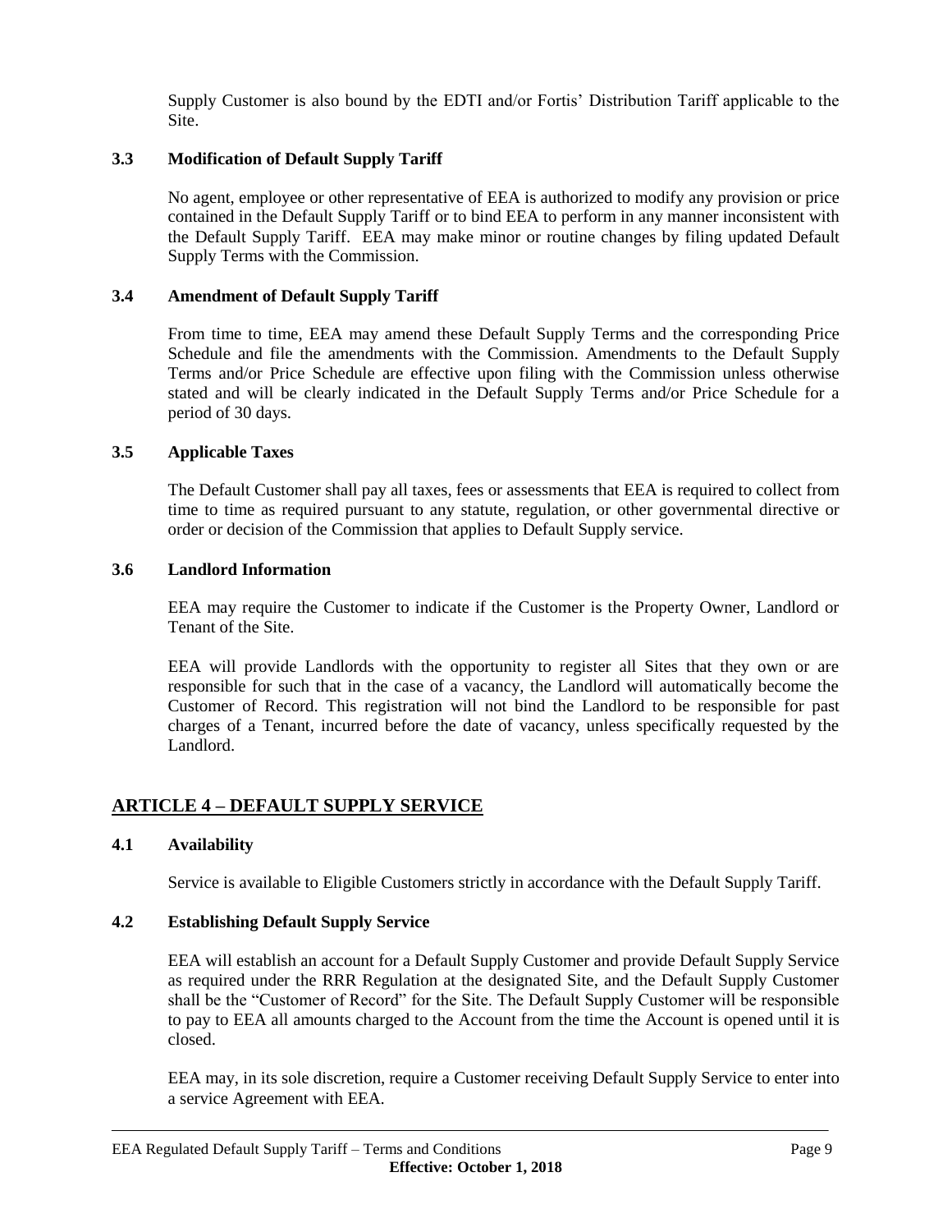Supply Customer is also bound by the EDTI and/or Fortis' Distribution Tariff applicable to the Site.

### 3.3 Modification of Default Supply Tariff

No agent, employee or other representative of EEA is authorized to modify any provision or price contained in the Default Supply Tariff or to bind EEA to perform in any manner inconsistent with the Default Supply Tariff. EEA may make minor or routine changes by filing updated Default Supply Terms with the Commission.

### 3.4 Amendment of Default Supply Tariff

From time to time, EEA may amend these Default Supply Terms and the corresponding Price Schedule and file the amendments with the Commission. Amendments to the Default Supply Terms and/or Price Schedule are effective upon filing with the Commission unless otherwise stated and will be clearly indicated in the Default Supply Terms and/or Price Schedule for a period of 30 days.

### 3.5 Applicable Taxes

The Default Customer shall pay all taxes, fees or assessments that EEA is required to collect from time to time as required pursuant to any statute, regulation, or other governmental directive or order or decision of the Commission that applies to Default Supply service.

### 3.6 Landlord Information

EEA may require the Customer to indicate if the Customer is the Property Owner, Landlord or Tenant of the Site.

EEA will provide Landlords with the opportunity to register all Sites that they own or are responsible for such that in the case of a vacancy, the Landlord will automatically become the Customer of Record. This registration will not bind the Landlord to be responsible for past charges of a Tenant, incurred before the date of vacancy, unless specifically requested by the Landlord.

## ARTICLE 4 – DEFAULT SUPPLY SERVICE

### 4.1 Availability

Service is available to Eligible Customers strictly in accordance with the Default Supply Tariff.

### 4.2 Establishing Default Supply Service

EEA will establish an account for a Default Supply Customer and provide Default Supply Service as required under the RRR Regulation at the designated Site, and the Default Supply Customer shall be the "Customer of Record" for the Site. The Default Supply Customer will be responsible to pay to EEA all amounts charged to the Account from the time the Account is opened until it is closed.

EEA may, in its sole discretion, require a Customer receiving Default Supply Service to enter into a service Agreement with EEA.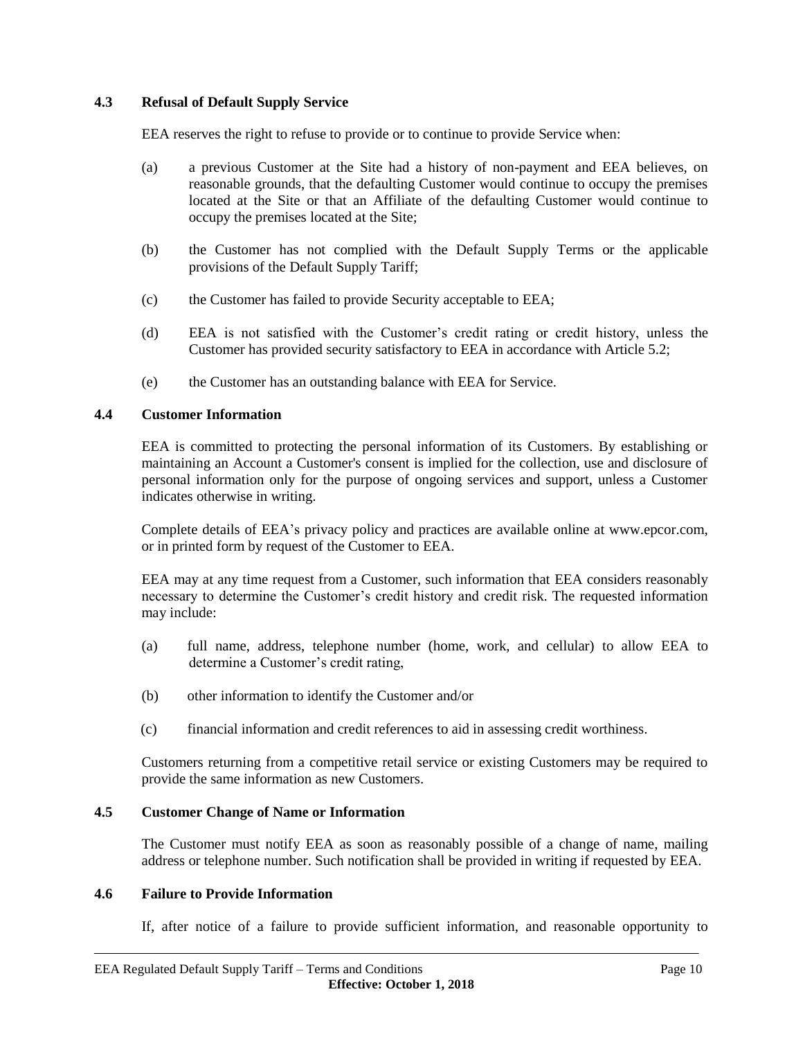### 4.3 Refusal of Default Supply Service

EEA reserves the right to refuse to provide or to continue to provide Service when:

(a) a previous Customer at the Site had a history of non-payment and EEA believes, on reasonable grounds, that the defaulting Customer would continue to occupy the premises located at the Site or that an Affiliate of the defaulting Customer would continue to occupy the premises located at the Site;

(b) the Customer has not complied with the Default Supply Terms or the applicable provisions of the Default Supply Tariff;

(c) the Customer has failed to provide Security acceptable to EEA;

(d) EEA is not satisfied with the Customer's credit rating or credit history, unless the Customer has provided security satisfactory to EEA in accordance with Article 5.2;

(e) the Customer has an outstanding balance with EEA for Service.

### 4.4 Customer Information

EEA is committed to protecting the personal information of its Customers. By establishing or maintaining an Account a Customer's consent is implied for the collection, use and disclosure of personal information only for the purpose of ongoing services and support, unless a Customer indicates otherwise in writing.

Complete details of EEA's privacy policy and practices are available online at www.epcor.com, or in printed form by request of the Customer to EEA.

EEA may at any time request from a Customer, such information that EEA considers reasonably necessary to determine the Customer's credit history and credit risk. The requested information may include:

(a) full name, address, telephone number (home, work, and cellular) to allow EEA to determine a Customer's credit rating,

(b) other information to identify the Customer and/or

(c) financial information and credit references to aid in assessing credit worthiness.

Customers returning from a competitive retail service or existing Customers may be required to provide the same information as new Customers.

### 4.5 Customer Change of Name or Information

The Customer must notify EEA as soon as reasonably possible of a change of name, mailing address or telephone number. Such notification shall be provided in writing if requested by EEA.

### 4.6 Failure to Provide Information

If, after notice of a failure to provide sufficient information, and reasonable opportunity to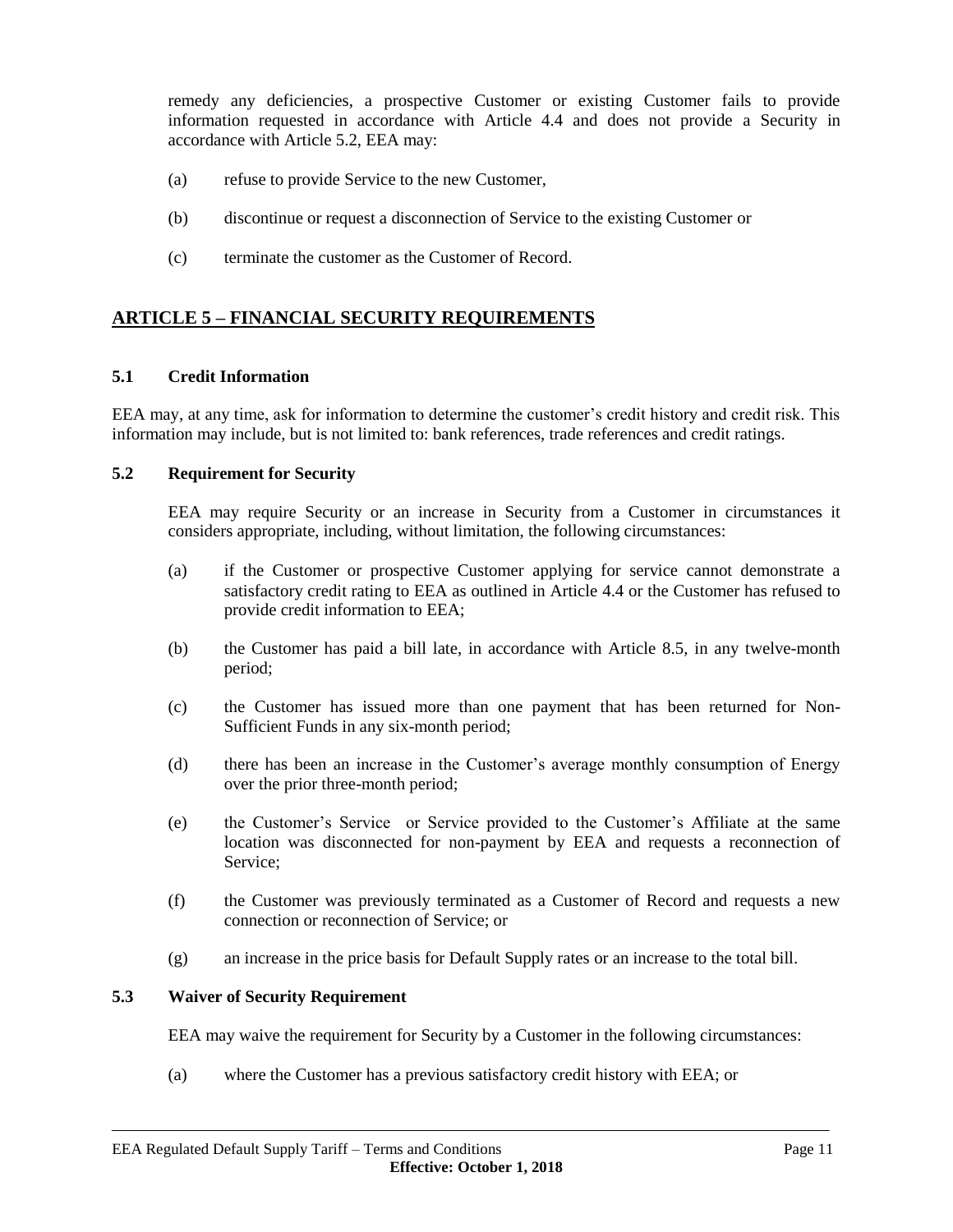remedy any deficiencies, a prospective Customer or existing Customer fails to provide information requested in accordance with Article 4.4 and does not provide a Security in accordance with Article 5.2, EEA may:

(a) refuse to provide Service to the new Customer,

(b) discontinue or request a disconnection of Service to the existing Customer or

(c) terminate the customer as the Customer of Record.

## ARTICLE 5 – FINANCIAL SECURITY REQUIREMENTS

### 5.1 Credit Information

EEA may, at any time, ask for information to determine the customer's credit history and credit risk. This information may include, but is not limited to: bank references, trade references and credit ratings.

### 5.2 Requirement for Security

EEA may require Security or an increase in Security from a Customer in circumstances it considers appropriate, including, without limitation, the following circumstances:

(a) if the Customer or prospective Customer applying for service cannot demonstrate a satisfactory credit rating to EEA as outlined in Article 4.4 or the Customer has refused to provide credit information to EEA;

(b) the Customer has paid a bill late, in accordance with Article 8.5, in any twelve-month period;

(c) the Customer has issued more than one payment that has been returned for Non-Sufficient Funds in any six-month period;

(d) there has been an increase in the Customer's average monthly consumption of Energy over the prior three-month period;

(e) the Customer's Service or Service provided to the Customer's Affiliate at the same location was disconnected for non-payment by EEA and requests a reconnection of Service;

(f) the Customer was previously terminated as a Customer of Record and requests a new connection or reconnection of Service; or

(g) an increase in the price basis for Default Supply rates or an increase to the total bill.

### 5.3 Waiver of Security Requirement

EEA may waive the requirement for Security by a Customer in the following circumstances:

(a) where the Customer has a previous satisfactory credit history with EEA; or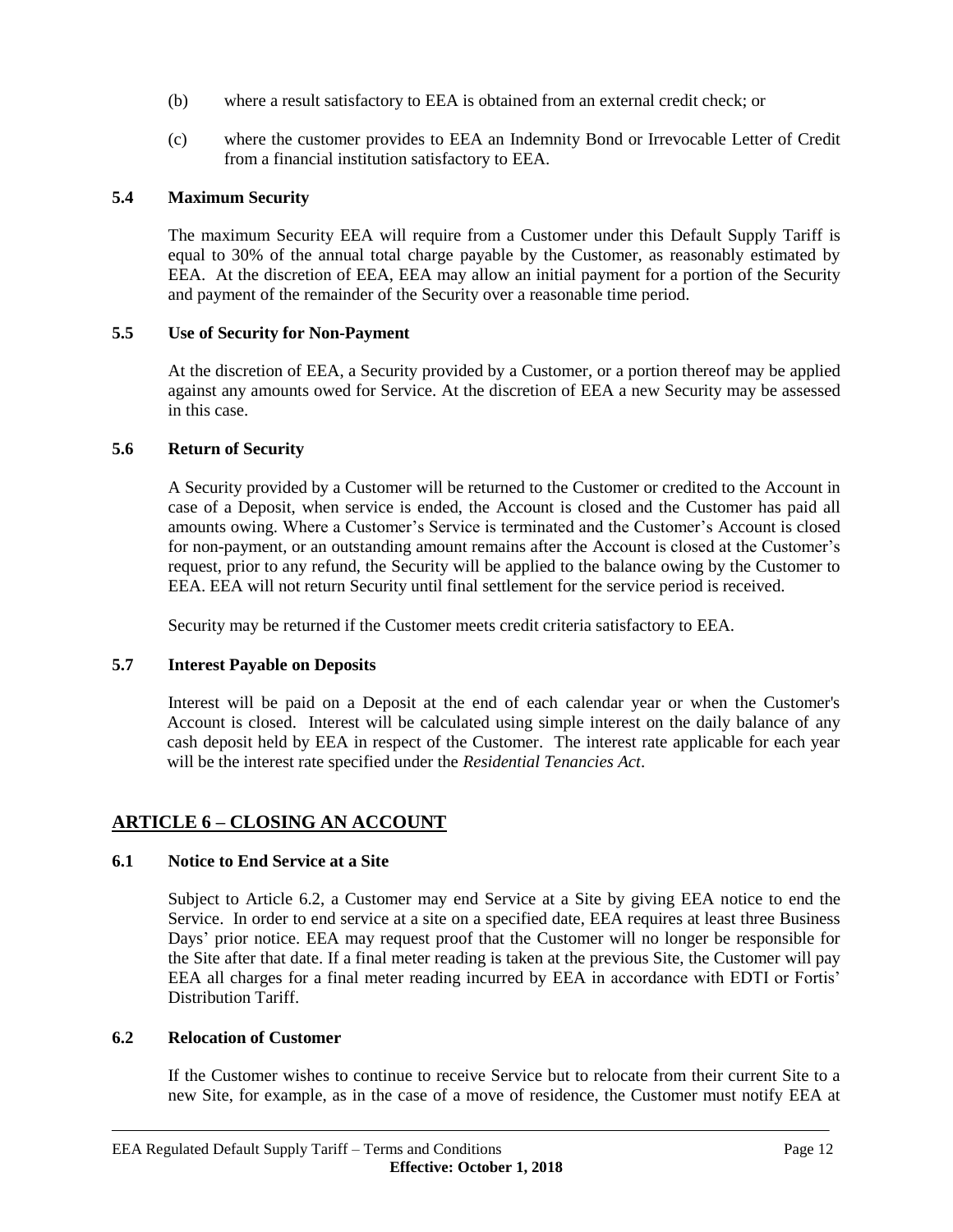(b) where a result satisfactory to EEA is obtained from an external credit check; or

(c) where the customer provides to EEA an Indemnity Bond or Irrevocable Letter of Credit from a financial institution satisfactory to EEA.

### 5.4 Maximum Security

The maximum Security EEA will require from a Customer under this Default Supply Tariff is equal to 30% of the annual total charge payable by the Customer, as reasonably estimated by EEA. At the discretion of EEA, EEA may allow an initial payment for a portion of the Security and payment of the remainder of the Security over a reasonable time period.

### 5.5 Use of Security for Non-Payment

At the discretion of EEA, a Security provided by a Customer, or a portion thereof may be applied against any amounts owed for Service. At the discretion of EEA a new Security may be assessed in this case.

### 5.6 Return of Security

A Security provided by a Customer will be returned to the Customer or credited to the Account in case of a Deposit, when service is ended, the Account is closed and the Customer has paid all amounts owing. Where a Customer's Service is terminated and the Customer's Account is closed for non-payment, or an outstanding amount remains after the Account is closed at the Customer's request, prior to any refund, the Security will be applied to the balance owing by the Customer to EEA. EEA will not return Security until final settlement for the service period is received.

Security may be returned if the Customer meets credit criteria satisfactory to EEA.

### 5.7 Interest Payable on Deposits

Interest will be paid on a Deposit at the end of each calendar year or when the Customer's Account is closed. Interest will be calculated using simple interest on the daily balance of any cash deposit held by EEA in respect of the Customer. The interest rate applicable for each year will be the interest rate specified under the *Residential Tenancies Act*.

## ARTICLE 6 – CLOSING AN ACCOUNT

### 6.1 Notice to End Service at a Site

Subject to Article 6.2, a Customer may end Service at a Site by giving EEA notice to end the Service. In order to end service at a site on a specified date, EEA requires at least three Business Days' prior notice. EEA may request proof that the Customer will no longer be responsible for the Site after that date. If a final meter reading is taken at the previous Site, the Customer will pay EEA all charges for a final meter reading incurred by EEA in accordance with EDTI or Fortis' Distribution Tariff.

### 6.2 Relocation of Customer

If the Customer wishes to continue to receive Service but to relocate from their current Site to a new Site, for example, as in the case of a move of residence, the Customer must notify EEA at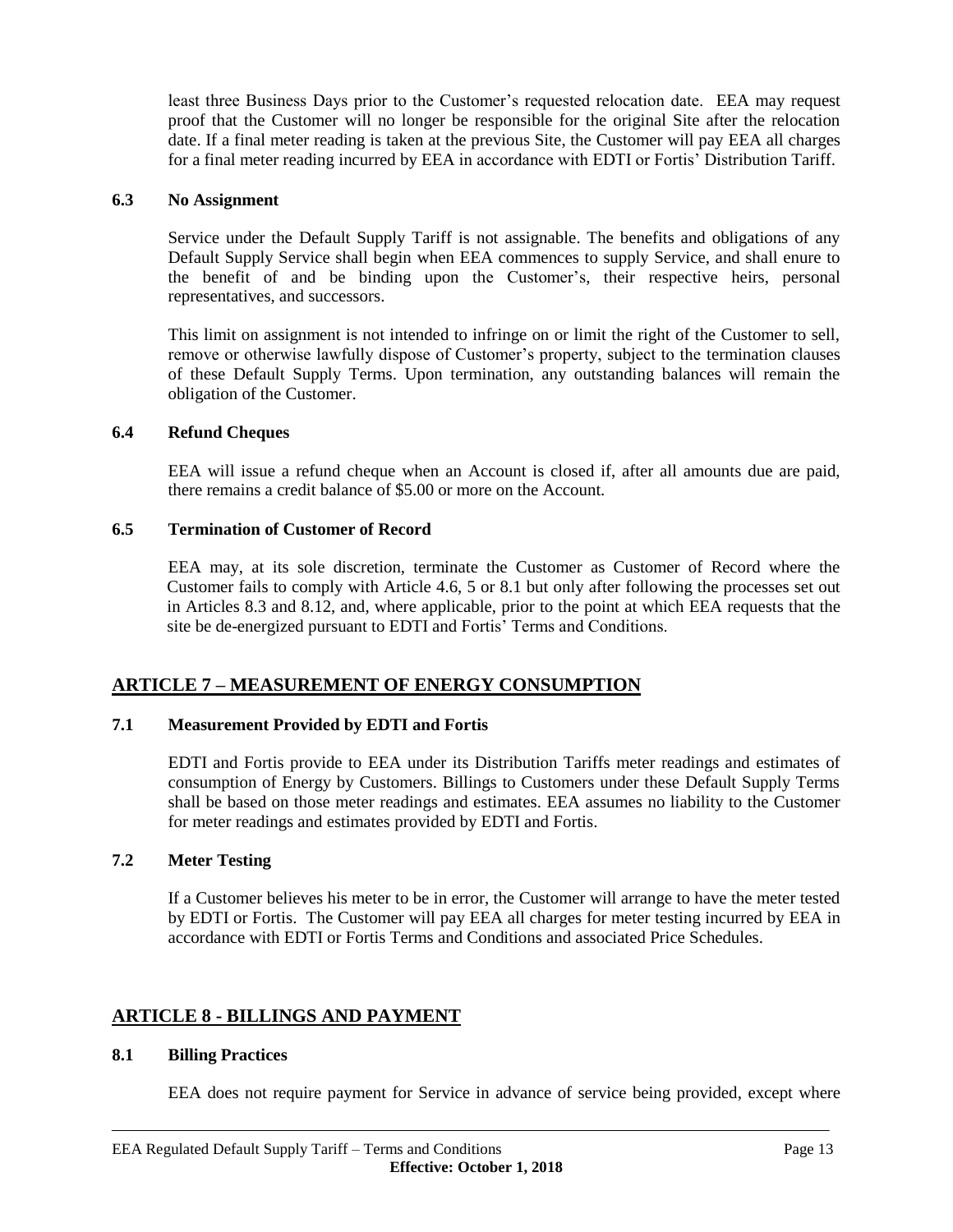least three Business Days prior to the Customer's requested relocation date. EEA may request proof that the Customer will no longer be responsible for the original Site after the relocation date. If a final meter reading is taken at the previous Site, the Customer will pay EEA all charges for a final meter reading incurred by EEA in accordance with EDTI or Fortis' Distribution Tariff.

### 6.3 No Assignment

Service under the Default Supply Tariff is not assignable. The benefits and obligations of any Default Supply Service shall begin when EEA commences to supply Service, and shall enure to the benefit of and be binding upon the Customer's, their respective heirs, personal representatives, and successors.

This limit on assignment is not intended to infringe on or limit the right of the Customer to sell, remove or otherwise lawfully dispose of Customer's property, subject to the termination clauses of these Default Supply Terms. Upon termination, any outstanding balances will remain the obligation of the Customer.

### 6.4 Refund Cheques

EEA will issue a refund cheque when an Account is closed if, after all amounts due are paid, there remains a credit balance of $5.00 or more on the Account.

### 6.5 Termination of Customer of Record

EEA may, at its sole discretion, terminate the Customer as Customer of Record where the Customer fails to comply with Article 4.6, 5 or 8.1 but only after following the processes set out in Articles 8.3 and 8.12, and, where applicable, prior to the point at which EEA requests that the site be de-energized pursuant to EDTI and Fortis' Terms and Conditions.

## ARTICLE 7 – MEASUREMENT OF ENERGY CONSUMPTION

### 7.1 Measurement Provided by EDTI and Fortis

EDTI and Fortis provide to EEA under its Distribution Tariffs meter readings and estimates of consumption of Energy by Customers. Billings to Customers under these Default Supply Terms shall be based on those meter readings and estimates. EEA assumes no liability to the Customer for meter readings and estimates provided by EDTI and Fortis.

### 7.2 Meter Testing

If a Customer believes his meter to be in error, the Customer will arrange to have the meter tested by EDTI or Fortis. The Customer will pay EEA all charges for meter testing incurred by EEA in accordance with EDTI or Fortis Terms and Conditions and associated Price Schedules.

## ARTICLE 8 - BILLINGS AND PAYMENT

### 8.1 Billing Practices

EEA does not require payment for Service in advance of service being provided, except where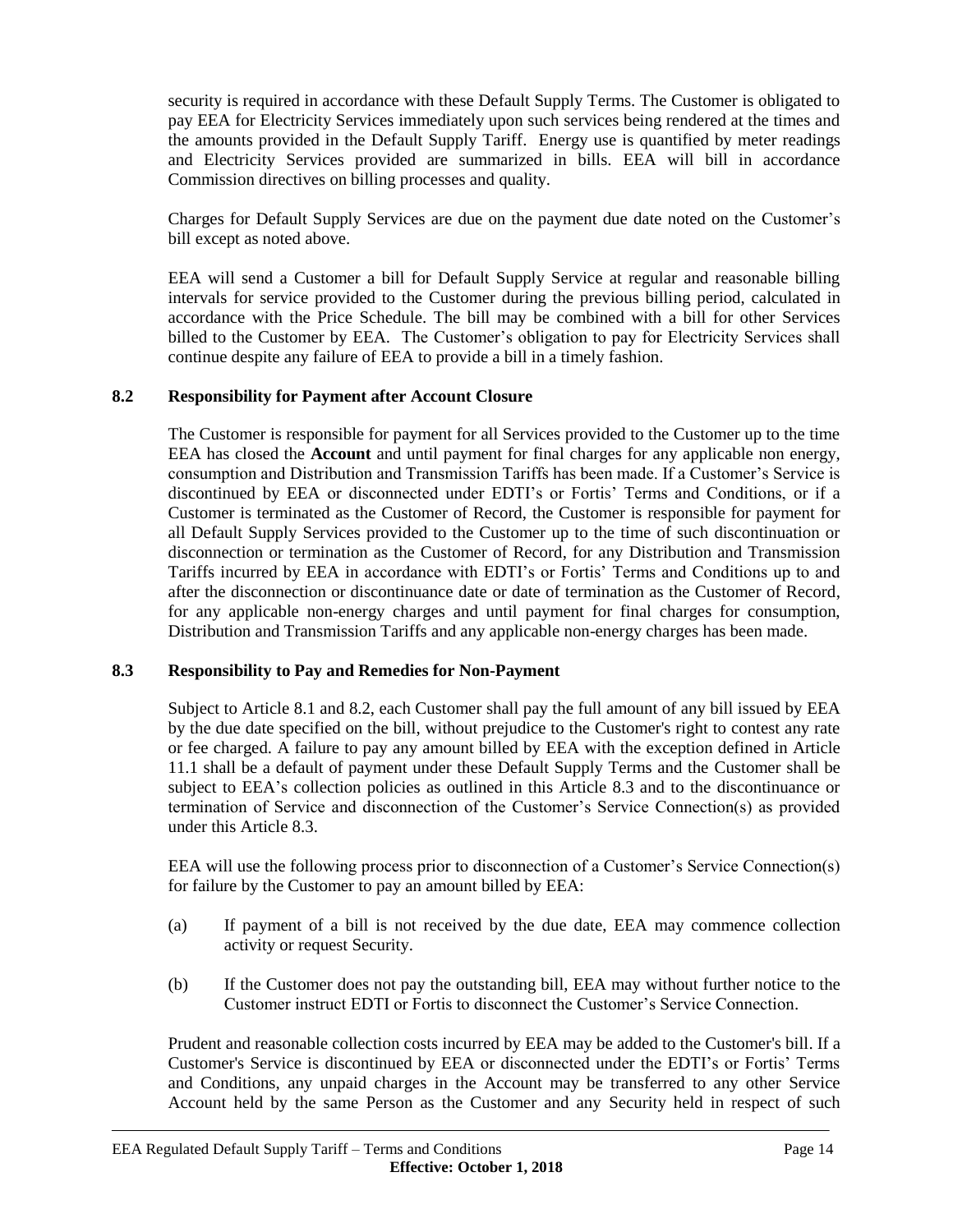security is required in accordance with these Default Supply Terms. The Customer is obligated to pay EEA for Electricity Services immediately upon such services being rendered at the times and the amounts provided in the Default Supply Tariff. Energy use is quantified by meter readings and Electricity Services provided are summarized in bills. EEA will bill in accordance Commission directives on billing processes and quality.

Charges for Default Supply Services are due on the payment due date noted on the Customer's bill except as noted above.

EEA will send a Customer a bill for Default Supply Service at regular and reasonable billing intervals for service provided to the Customer during the previous billing period, calculated in accordance with the Price Schedule. The bill may be combined with a bill for other Services billed to the Customer by EEA. The Customer's obligation to pay for Electricity Services shall continue despite any failure of EEA to provide a bill in a timely fashion.

### 8.2 Responsibility for Payment after Account Closure

The Customer is responsible for payment for all Services provided to the Customer up to the time EEA has closed the **Account** and until payment for final charges for any applicable non energy, consumption and Distribution and Transmission Tariffs has been made. If a Customer's Service is discontinued by EEA or disconnected under EDTI's or Fortis' Terms and Conditions, or if a Customer is terminated as the Customer of Record, the Customer is responsible for payment for all Default Supply Services provided to the Customer up to the time of such discontinuation or disconnection or termination as the Customer of Record, for any Distribution and Transmission Tariffs incurred by EEA in accordance with EDTI's or Fortis' Terms and Conditions up to and after the disconnection or discontinuance date or date of termination as the Customer of Record, for any applicable non-energy charges and until payment for final charges for consumption, Distribution and Transmission Tariffs and any applicable non-energy charges has been made.

### 8.3 Responsibility to Pay and Remedies for Non-Payment

Subject to Article 8.1 and 8.2, each Customer shall pay the full amount of any bill issued by EEA by the due date specified on the bill, without prejudice to the Customer's right to contest any rate or fee charged. A failure to pay any amount billed by EEA with the exception defined in Article 11.1 shall be a default of payment under these Default Supply Terms and the Customer shall be subject to EEA's collection policies as outlined in this Article 8.3 and to the discontinuance or termination of Service and disconnection of the Customer's Service Connection(s) as provided under this Article 8.3.

EEA will use the following process prior to disconnection of a Customer's Service Connection(s) for failure by the Customer to pay an amount billed by EEA:

(a) If payment of a bill is not received by the due date, EEA may commence collection activity or request Security.

(b) If the Customer does not pay the outstanding bill, EEA may without further notice to the Customer instruct EDTI or Fortis to disconnect the Customer's Service Connection.

Prudent and reasonable collection costs incurred by EEA may be added to the Customer's bill. If a Customer's Service is discontinued by EEA or disconnected under the EDTI's or Fortis' Terms and Conditions, any unpaid charges in the Account may be transferred to any other Service Account held by the same Person as the Customer and any Security held in respect of such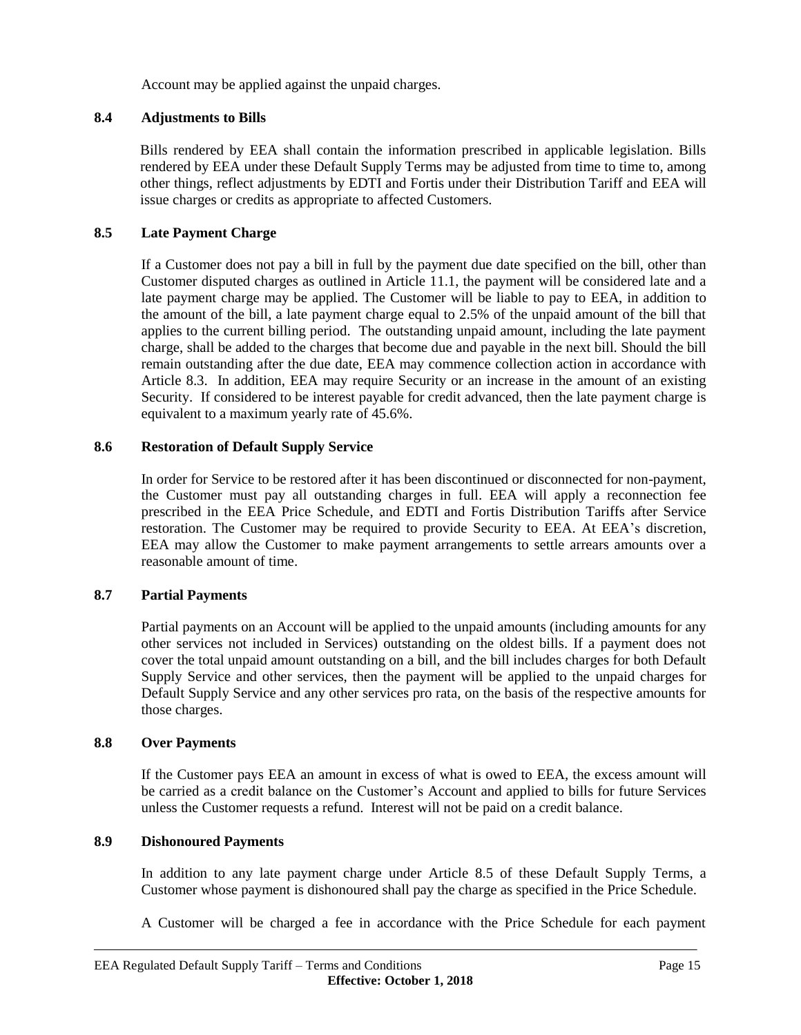Account may be applied against the unpaid charges.

### 8.4 Adjustments to Bills

Bills rendered by EEA shall contain the information prescribed in applicable legislation. Bills rendered by EEA under these Default Supply Terms may be adjusted from time to time to, among other things, reflect adjustments by EDTI and Fortis under their Distribution Tariff and EEA will issue charges or credits as appropriate to affected Customers.

### 8.5 Late Payment Charge

If a Customer does not pay a bill in full by the payment due date specified on the bill, other than Customer disputed charges as outlined in Article 11.1, the payment will be considered late and a late payment charge may be applied. The Customer will be liable to pay to EEA, in addition to the amount of the bill, a late payment charge equal to 2.5% of the unpaid amount of the bill that applies to the current billing period. The outstanding unpaid amount, including the late payment charge, shall be added to the charges that become due and payable in the next bill. Should the bill remain outstanding after the due date, EEA may commence collection action in accordance with Article 8.3. In addition, EEA may require Security or an increase in the amount of an existing Security. If considered to be interest payable for credit advanced, then the late payment charge is equivalent to a maximum yearly rate of 45.6%.

### 8.6 Restoration of Default Supply Service

In order for Service to be restored after it has been discontinued or disconnected for non-payment, the Customer must pay all outstanding charges in full. EEA will apply a reconnection fee prescribed in the EEA Price Schedule, and EDTI and Fortis Distribution Tariffs after Service restoration. The Customer may be required to provide Security to EEA. At EEA's discretion, EEA may allow the Customer to make payment arrangements to settle arrears amounts over a reasonable amount of time.

### 8.7 Partial Payments

Partial payments on an Account will be applied to the unpaid amounts (including amounts for any other services not included in Services) outstanding on the oldest bills. If a payment does not cover the total unpaid amount outstanding on a bill, and the bill includes charges for both Default Supply Service and other services, then the payment will be applied to the unpaid charges for Default Supply Service and any other services pro rata, on the basis of the respective amounts for those charges.

### 8.8 Over Payments

If the Customer pays EEA an amount in excess of what is owed to EEA, the excess amount will be carried as a credit balance on the Customer's Account and applied to bills for future Services unless the Customer requests a refund. Interest will not be paid on a credit balance.

### 8.9 Dishonoured Payments

In addition to any late payment charge under Article 8.5 of these Default Supply Terms, a Customer whose payment is dishonoured shall pay the charge as specified in the Price Schedule.

A Customer will be charged a fee in accordance with the Price Schedule for each payment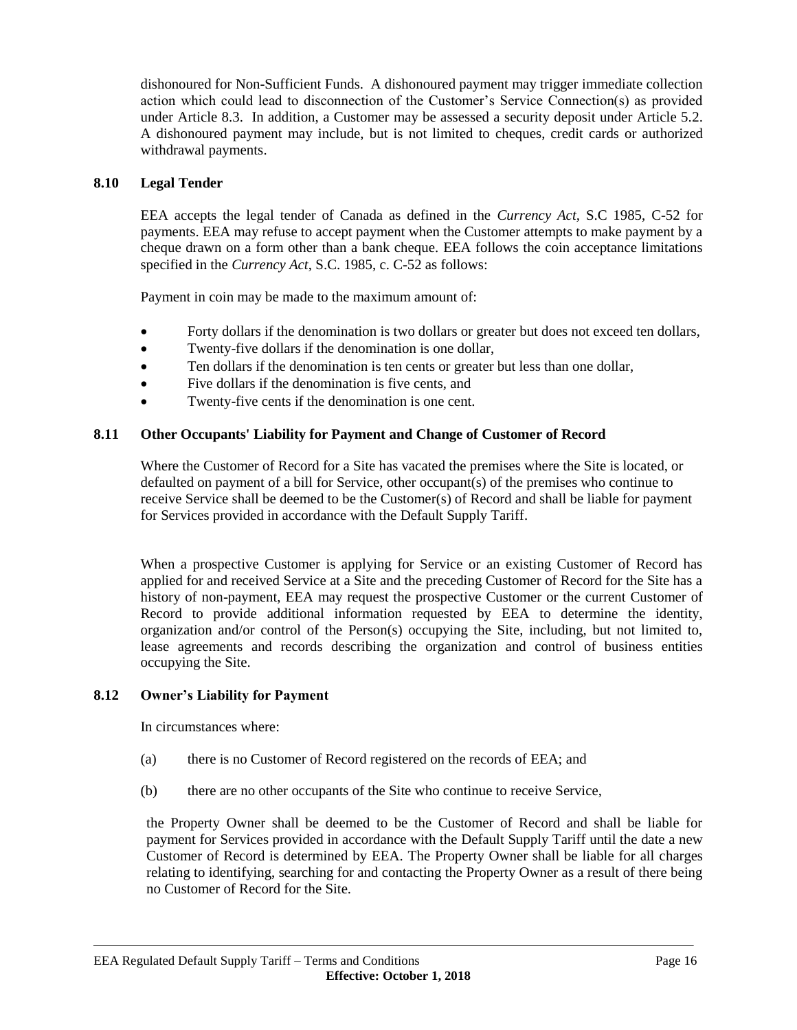dishonoured for Non-Sufficient Funds. A dishonoured payment may trigger immediate collection action which could lead to disconnection of the Customer's Service Connection(s) as provided under Article 8.3. In addition, a Customer may be assessed a security deposit under Article 5.2. A dishonoured payment may include, but is not limited to cheques, credit cards or authorized withdrawal payments.

### 8.10 Legal Tender

EEA accepts the legal tender of Canada as defined in the *Currency Act*, S.C 1985, C-52 for payments. EEA may refuse to accept payment when the Customer attempts to make payment by a cheque drawn on a form other than a bank cheque. EEA follows the coin acceptance limitations specified in the *Currency Act*, S.C. 1985, c. C-52 as follows:

Payment in coin may be made to the maximum amount of:

- Forty dollars if the denomination is two dollars or greater but does not exceed ten dollars,
- Twenty-five dollars if the denomination is one dollar,
- Ten dollars if the denomination is ten cents or greater but less than one dollar,
- Five dollars if the denomination is five cents, and
- Twenty-five cents if the denomination is one cent.

### 8.11 Other Occupants' Liability for Payment and Change of Customer of Record

Where the Customer of Record for a Site has vacated the premises where the Site is located, or defaulted on payment of a bill for Service, other occupant(s) of the premises who continue to receive Service shall be deemed to be the Customer(s) of Record and shall be liable for payment for Services provided in accordance with the Default Supply Tariff.

When a prospective Customer is applying for Service or an existing Customer of Record has applied for and received Service at a Site and the preceding Customer of Record for the Site has a history of non-payment, EEA may request the prospective Customer or the current Customer of Record to provide additional information requested by EEA to determine the identity, organization and/or control of the Person(s) occupying the Site, including, but not limited to, lease agreements and records describing the organization and control of business entities occupying the Site.

### 8.12 Owner's Liability for Payment

In circumstances where:

(a) there is no Customer of Record registered on the records of EEA; and

(b) there are no other occupants of the Site who continue to receive Service,

the Property Owner shall be deemed to be the Customer of Record and shall be liable for payment for Services provided in accordance with the Default Supply Tariff until the date a new Customer of Record is determined by EEA. The Property Owner shall be liable for all charges relating to identifying, searching for and contacting the Property Owner as a result of there being no Customer of Record for the Site.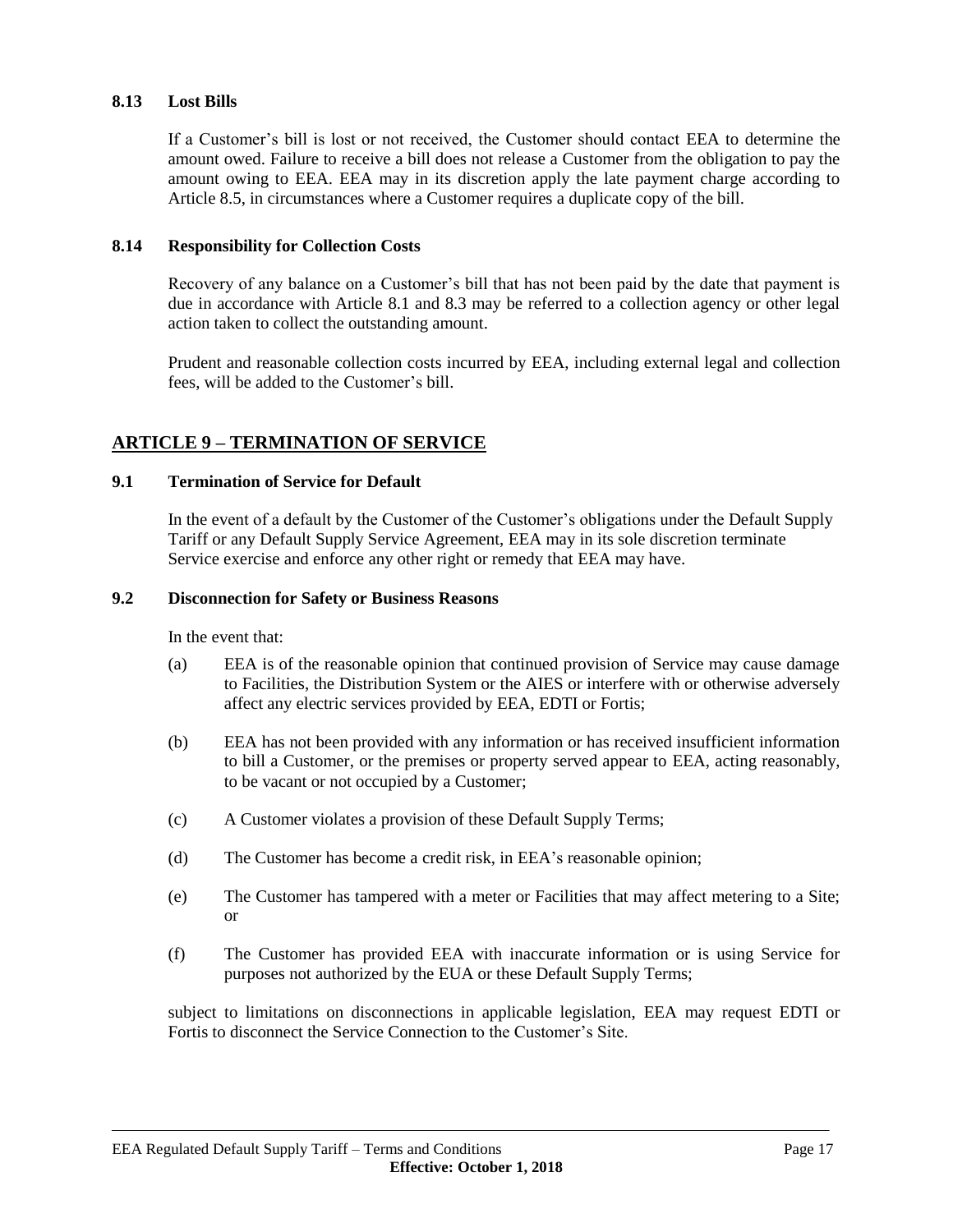### 8.13 Lost Bills

If a Customer's bill is lost or not received, the Customer should contact EEA to determine the amount owed. Failure to receive a bill does not release a Customer from the obligation to pay the amount owing to EEA. EEA may in its discretion apply the late payment charge according to Article 8.5, in circumstances where a Customer requires a duplicate copy of the bill.

### 8.14 Responsibility for Collection Costs

Recovery of any balance on a Customer's bill that has not been paid by the date that payment is due in accordance with Article 8.1 and 8.3 may be referred to a collection agency or other legal action taken to collect the outstanding amount.

Prudent and reasonable collection costs incurred by EEA, including external legal and collection fees, will be added to the Customer's bill.

## ARTICLE 9 – TERMINATION OF SERVICE

### 9.1 Termination of Service for Default

In the event of a default by the Customer of the Customer's obligations under the Default Supply Tariff or any Default Supply Service Agreement, EEA may in its sole discretion terminate Service exercise and enforce any other right or remedy that EEA may have.

### 9.2 Disconnection for Safety or Business Reasons

In the event that:

(a) EEA is of the reasonable opinion that continued provision of Service may cause damage to Facilities, the Distribution System or the AIES or interfere with or otherwise adversely affect any electric services provided by EEA, EDTI or Fortis;

(b) EEA has not been provided with any information or has received insufficient information to bill a Customer, or the premises or property served appear to EEA, acting reasonably, to be vacant or not occupied by a Customer;

(c) A Customer violates a provision of these Default Supply Terms;

(d) The Customer has become a credit risk, in EEA's reasonable opinion;

(e) The Customer has tampered with a meter or Facilities that may affect metering to a Site; or

(f) The Customer has provided EEA with inaccurate information or is using Service for purposes not authorized by the EUA or these Default Supply Terms;

subject to limitations on disconnections in applicable legislation, EEA may request EDTI or Fortis to disconnect the Service Connection to the Customer's Site.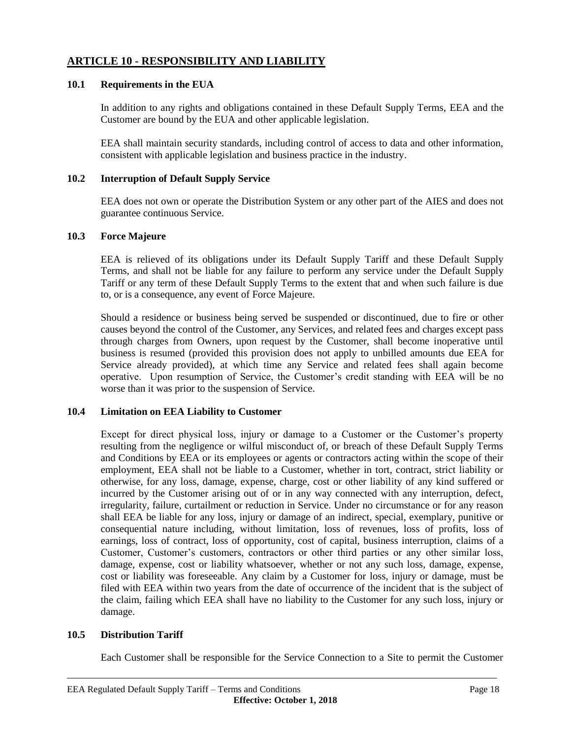## ARTICLE 10 - RESPONSIBILITY AND LIABILITY

### 10.1 Requirements in the EUA

In addition to any rights and obligations contained in these Default Supply Terms, EEA and the Customer are bound by the EUA and other applicable legislation.

EEA shall maintain security standards, including control of access to data and other information, consistent with applicable legislation and business practice in the industry.

### 10.2 Interruption of Default Supply Service

EEA does not own or operate the Distribution System or any other part of the AIES and does not guarantee continuous Service.

### 10.3 Force Majeure

EEA is relieved of its obligations under its Default Supply Tariff and these Default Supply Terms, and shall not be liable for any failure to perform any service under the Default Supply Tariff or any term of these Default Supply Terms to the extent that and when such failure is due to, or is a consequence, any event of Force Majeure.

Should a residence or business being served be suspended or discontinued, due to fire or other causes beyond the control of the Customer, any Services, and related fees and charges except pass through charges from Owners, upon request by the Customer, shall become inoperative until business is resumed (provided this provision does not apply to unbilled amounts due EEA for Service already provided), at which time any Service and related fees shall again become operative. Upon resumption of Service, the Customer's credit standing with EEA will be no worse than it was prior to the suspension of Service.

### 10.4 Limitation on EEA Liability to Customer

Except for direct physical loss, injury or damage to a Customer or the Customer's property resulting from the negligence or wilful misconduct of, or breach of these Default Supply Terms and Conditions by EEA or its employees or agents or contractors acting within the scope of their employment, EEA shall not be liable to a Customer, whether in tort, contract, strict liability or otherwise, for any loss, damage, expense, charge, cost or other liability of any kind suffered or incurred by the Customer arising out of or in any way connected with any interruption, defect, irregularity, failure, curtailment or reduction in Service. Under no circumstance or for any reason shall EEA be liable for any loss, injury or damage of an indirect, special, exemplary, punitive or consequential nature including, without limitation, loss of revenues, loss of profits, loss of earnings, loss of contract, loss of opportunity, cost of capital, business interruption, claims of a Customer, Customer's customers, contractors or other third parties or any other similar loss, damage, expense, cost or liability whatsoever, whether or not any such loss, damage, expense, cost or liability was foreseeable. Any claim by a Customer for loss, injury or damage, must be filed with EEA within two years from the date of occurrence of the incident that is the subject of the claim, failing which EEA shall have no liability to the Customer for any such loss, injury or damage.

### 10.5 Distribution Tariff

Each Customer shall be responsible for the Service Connection to a Site to permit the Customer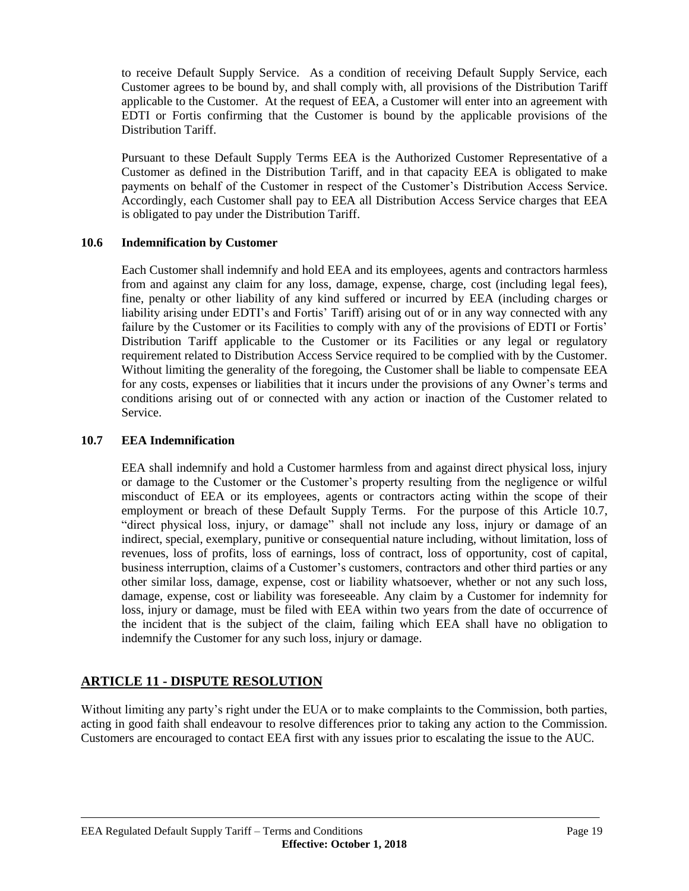to receive Default Supply Service. As a condition of receiving Default Supply Service, each Customer agrees to be bound by, and shall comply with, all provisions of the Distribution Tariff applicable to the Customer. At the request of EEA, a Customer will enter into an agreement with EDTI or Fortis confirming that the Customer is bound by the applicable provisions of the Distribution Tariff.

Pursuant to these Default Supply Terms EEA is the Authorized Customer Representative of a Customer as defined in the Distribution Tariff, and in that capacity EEA is obligated to make payments on behalf of the Customer in respect of the Customer's Distribution Access Service. Accordingly, each Customer shall pay to EEA all Distribution Access Service charges that EEA is obligated to pay under the Distribution Tariff.

### 10.6 Indemnification by Customer

Each Customer shall indemnify and hold EEA and its employees, agents and contractors harmless from and against any claim for any loss, damage, expense, charge, cost (including legal fees), fine, penalty or other liability of any kind suffered or incurred by EEA (including charges or liability arising under EDTI's and Fortis' Tariff) arising out of or in any way connected with any failure by the Customer or its Facilities to comply with any of the provisions of EDTI or Fortis' Distribution Tariff applicable to the Customer or its Facilities or any legal or regulatory requirement related to Distribution Access Service required to be complied with by the Customer. Without limiting the generality of the foregoing, the Customer shall be liable to compensate EEA for any costs, expenses or liabilities that it incurs under the provisions of any Owner's terms and conditions arising out of or connected with any action or inaction of the Customer related to Service.

### 10.7 EEA Indemnification

EEA shall indemnify and hold a Customer harmless from and against direct physical loss, injury or damage to the Customer or the Customer's property resulting from the negligence or wilful misconduct of EEA or its employees, agents or contractors acting within the scope of their employment or breach of these Default Supply Terms. For the purpose of this Article 10.7, "direct physical loss, injury, or damage" shall not include any loss, injury or damage of an indirect, special, exemplary, punitive or consequential nature including, without limitation, loss of revenues, loss of profits, loss of earnings, loss of contract, loss of opportunity, cost of capital, business interruption, claims of a Customer's customers, contractors and other third parties or any other similar loss, damage, expense, cost or liability whatsoever, whether or not any such loss, damage, expense, cost or liability was foreseeable. Any claim by a Customer for indemnity for loss, injury or damage, must be filed with EEA within two years from the date of occurrence of the incident that is the subject of the claim, failing which EEA shall have no obligation to indemnify the Customer for any such loss, injury or damage.

## ARTICLE 11 - DISPUTE RESOLUTION

Without limiting any party's right under the EUA or to make complaints to the Commission, both parties, acting in good faith shall endeavour to resolve differences prior to taking any action to the Commission. Customers are encouraged to contact EEA first with any issues prior to escalating the issue to the AUC.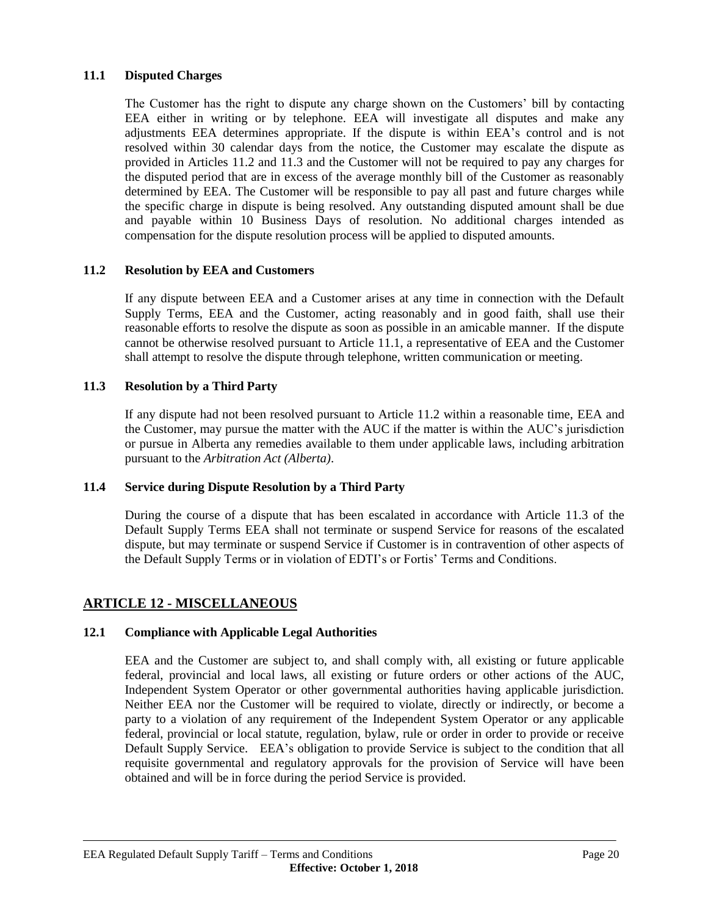### 11.1 Disputed Charges

The Customer has the right to dispute any charge shown on the Customers' bill by contacting EEA either in writing or by telephone. EEA will investigate all disputes and make any adjustments EEA determines appropriate. If the dispute is within EEA's control and is not resolved within 30 calendar days from the notice, the Customer may escalate the dispute as provided in Articles 11.2 and 11.3 and the Customer will not be required to pay any charges for the disputed period that are in excess of the average monthly bill of the Customer as reasonably determined by EEA. The Customer will be responsible to pay all past and future charges while the specific charge in dispute is being resolved. Any outstanding disputed amount shall be due and payable within 10 Business Days of resolution. No additional charges intended as compensation for the dispute resolution process will be applied to disputed amounts.

### 11.2 Resolution by EEA and Customers

If any dispute between EEA and a Customer arises at any time in connection with the Default Supply Terms, EEA and the Customer, acting reasonably and in good faith, shall use their reasonable efforts to resolve the dispute as soon as possible in an amicable manner. If the dispute cannot be otherwise resolved pursuant to Article 11.1, a representative of EEA and the Customer shall attempt to resolve the dispute through telephone, written communication or meeting.

### 11.3 Resolution by a Third Party

If any dispute had not been resolved pursuant to Article 11.2 within a reasonable time, EEA and the Customer, may pursue the matter with the AUC if the matter is within the AUC's jurisdiction or pursue in Alberta any remedies available to them under applicable laws, including arbitration pursuant to the *Arbitration Act (Alberta)*.

### 11.4 Service during Dispute Resolution by a Third Party

During the course of a dispute that has been escalated in accordance with Article 11.3 of the Default Supply Terms EEA shall not terminate or suspend Service for reasons of the escalated dispute, but may terminate or suspend Service if Customer is in contravention of other aspects of the Default Supply Terms or in violation of EDTI's or Fortis' Terms and Conditions.

## ARTICLE 12 - MISCELLANEOUS

### 12.1 Compliance with Applicable Legal Authorities

EEA and the Customer are subject to, and shall comply with, all existing or future applicable federal, provincial and local laws, all existing or future orders or other actions of the AUC, Independent System Operator or other governmental authorities having applicable jurisdiction. Neither EEA nor the Customer will be required to violate, directly or indirectly, or become a party to a violation of any requirement of the Independent System Operator or any applicable federal, provincial or local statute, regulation, bylaw, rule or order in order to provide or receive Default Supply Service. EEA's obligation to provide Service is subject to the condition that all requisite governmental and regulatory approvals for the provision of Service will have been obtained and will be in force during the period Service is provided.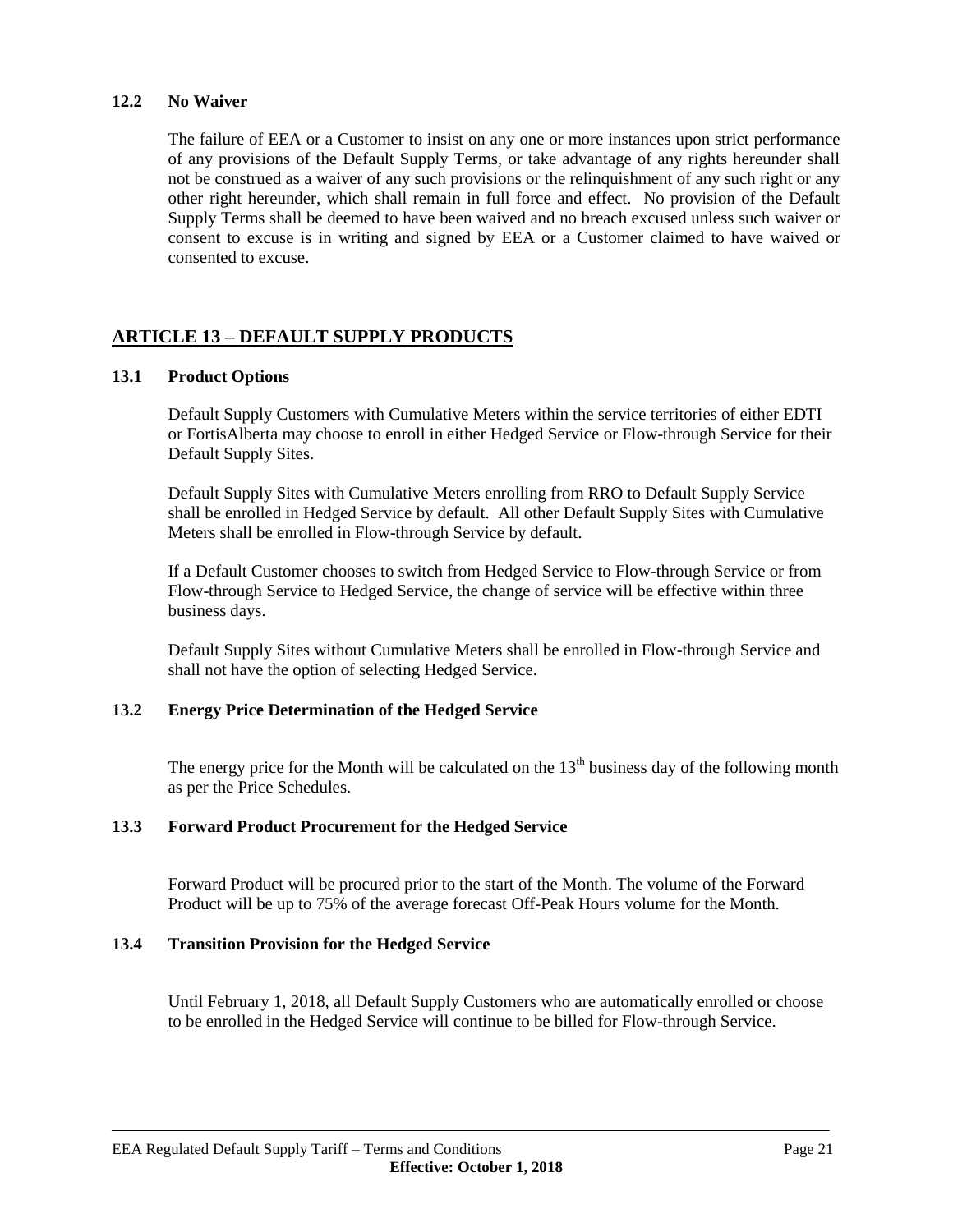### 12.2 No Waiver

The failure of EEA or a Customer to insist on any one or more instances upon strict performance of any provisions of the Default Supply Terms, or take advantage of any rights hereunder shall not be construed as a waiver of any such provisions or the relinquishment of any such right or any other right hereunder, which shall remain in full force and effect. No provision of the Default Supply Terms shall be deemed to have been waived and no breach excused unless such waiver or consent to excuse is in writing and signed by EEA or a Customer claimed to have waived or consented to excuse.

## ARTICLE 13 – DEFAULT SUPPLY PRODUCTS

### 13.1 Product Options

Default Supply Customers with Cumulative Meters within the service territories of either EDTI or FortisAlberta may choose to enroll in either Hedged Service or Flow-through Service for their Default Supply Sites.

Default Supply Sites with Cumulative Meters enrolling from RRO to Default Supply Service shall be enrolled in Hedged Service by default. All other Default Supply Sites with Cumulative Meters shall be enrolled in Flow-through Service by default.

If a Default Customer chooses to switch from Hedged Service to Flow-through Service or from Flow-through Service to Hedged Service, the change of service will be effective within three business days.

Default Supply Sites without Cumulative Meters shall be enrolled in Flow-through Service and shall not have the option of selecting Hedged Service.

### 13.2 Energy Price Determination of the Hedged Service

The energy price for the Month will be calculated on the 13th business day of the following month as per the Price Schedules.

### 13.3 Forward Product Procurement for the Hedged Service

Forward Product will be procured prior to the start of the Month. The volume of the Forward Product will be up to 75% of the average forecast Off-Peak Hours volume for the Month.

### 13.4 Transition Provision for the Hedged Service

Until February 1, 2018, all Default Supply Customers who are automatically enrolled or choose to be enrolled in the Hedged Service will continue to be billed for Flow-through Service.